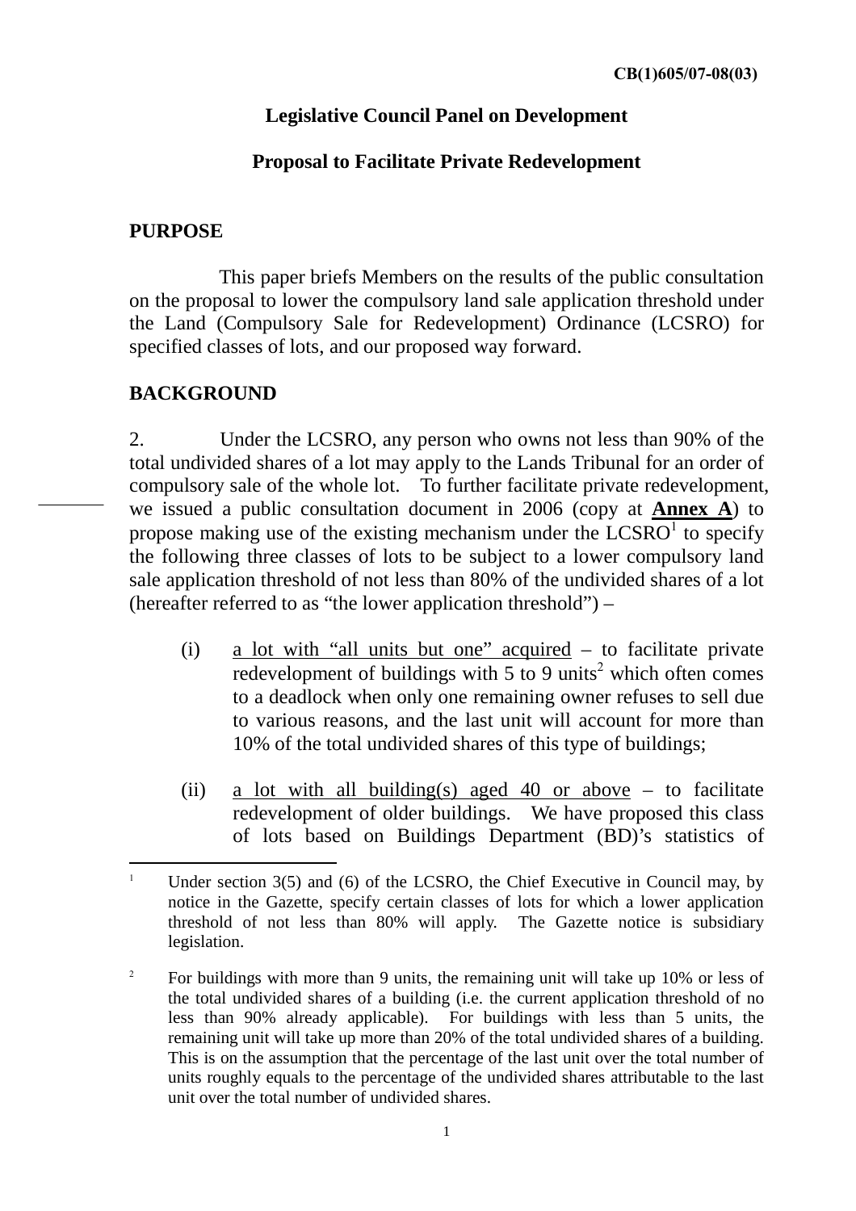CB(1)605/07-08(03)

**Legislative Council Panel on Development**

**Proposal to Facilitate Private Redevelopment**

## PURPOSE

This paper briefs Members on the results of the public consultation on the proposal to lower the compulsory land sale application threshold under the Land (Compulsory Sale for Redevelopment) Ordinance (LCSRO) for specified classes of lots, and our proposed way forward.

## BACKGROUND

2. Under the LCSRO, any person who owns not less than 90% of the total undivided shares of a lot may apply to the Lands Tribunal for an order of compulsory sale of the whole lot. To further facilitate private redevelopment, we issued a public consultation document in 2006 (copy at **Annex A**) to propose making use of the existing mechanism under the LCSRO[1] to specify the following three classes of lots to be subject to a lower compulsory land sale application threshold of not less than 80% of the undivided shares of a lot (hereafter referred to as "the lower application threshold") –

(i) a lot with "all units but one" acquired – to facilitate private redevelopment of buildings with 5 to 9 units[2] which often comes to a deadlock when only one remaining owner refuses to sell due to various reasons, and the last unit will account for more than 10% of the total undivided shares of this type of buildings;

(ii) a lot with all building(s) aged 40 or above – to facilitate redevelopment of older buildings. We have proposed this class of lots based on Buildings Department (BD)'s statistics of

---

[1] Under section 3(5) and (6) of the LCSRO, the Chief Executive in Council may, by notice in the Gazette, specify certain classes of lots for which a lower application threshold of not less than 80% will apply. The Gazette notice is subsidiary legislation.

[2] For buildings with more than 9 units, the remaining unit will take up 10% or less of the total undivided shares of a building (i.e. the current application threshold of no less than 90% already applicable). For buildings with less than 5 units, the remaining unit will take up more than 20% of the total undivided shares of a building. This is on the assumption that the percentage of the last unit over the total number of units roughly equals to the percentage of the undivided shares attributable to the last unit over the total number of undivided shares.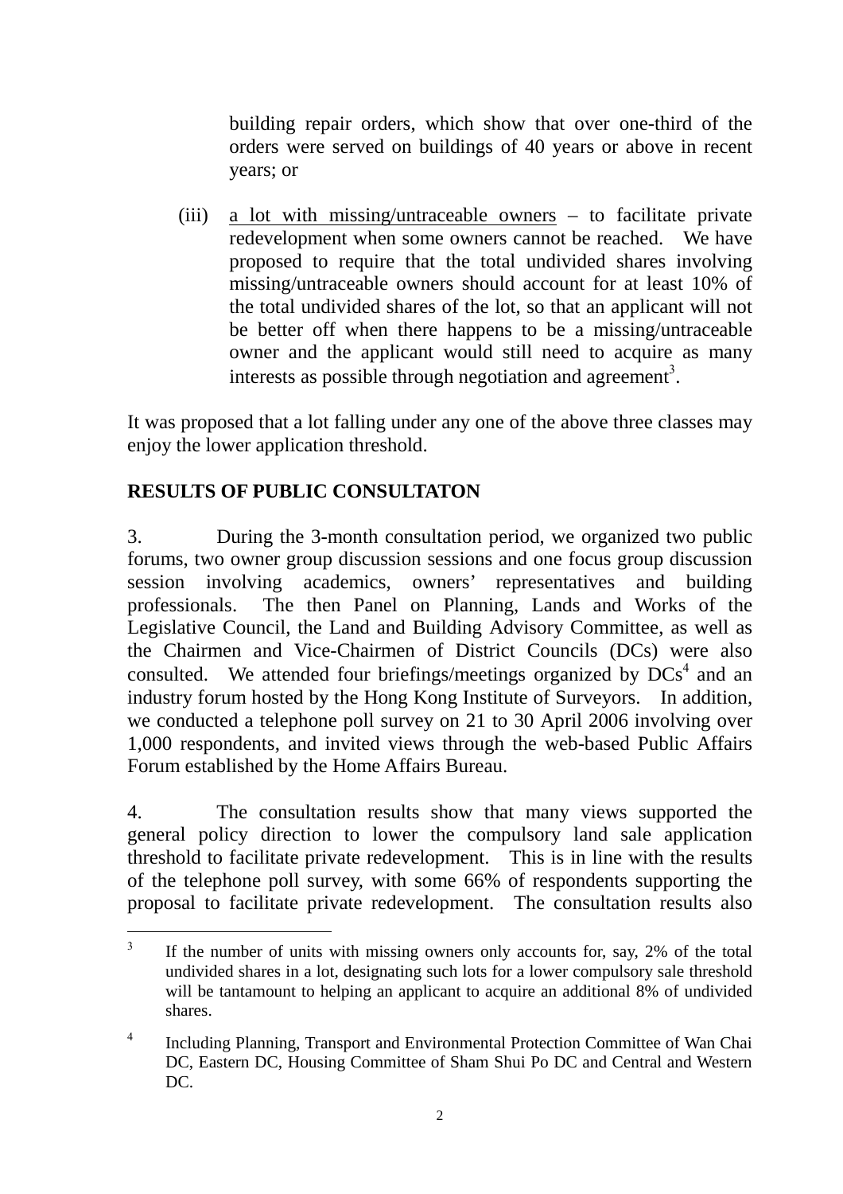building repair orders, which show that over one-third of the orders were served on buildings of 40 years or above in recent years; or

(iii) a lot with missing/untraceable owners – to facilitate private redevelopment when some owners cannot be reached. We have proposed to require that the total undivided shares involving missing/untraceable owners should account for at least 10% of the total undivided shares of the lot, so that an applicant will not be better off when there happens to be a missing/untraceable owner and the applicant would still need to acquire as many interests as possible through negotiation and agreement[3].

It was proposed that a lot falling under any one of the above three classes may enjoy the lower application threshold.

**RESULTS OF PUBLIC CONSULTATON**

3. During the 3-month consultation period, we organized two public forums, two owner group discussion sessions and one focus group discussion session involving academics, owners' representatives and building professionals. The then Panel on Planning, Lands and Works of the Legislative Council, the Land and Building Advisory Committee, as well as the Chairmen and Vice-Chairmen of District Councils (DCs) were also consulted. We attended four briefings/meetings organized by DCs[4] and an industry forum hosted by the Hong Kong Institute of Surveyors. In addition, we conducted a telephone poll survey on 21 to 30 April 2006 involving over 1,000 respondents, and invited views through the web-based Public Affairs Forum established by the Home Affairs Bureau.

4. The consultation results show that many views supported the general policy direction to lower the compulsory land sale application threshold to facilitate private redevelopment. This is in line with the results of the telephone poll survey, with some 66% of respondents supporting the proposal to facilitate private redevelopment. The consultation results also

---

[3] If the number of units with missing owners only accounts for, say, 2% of the total undivided shares in a lot, designating such lots for a lower compulsory sale threshold will be tantamount to helping an applicant to acquire an additional 8% of undivided shares.

[4] Including Planning, Transport and Environmental Protection Committee of Wan Chai DC, Eastern DC, Housing Committee of Sham Shui Po DC and Central and Western DC.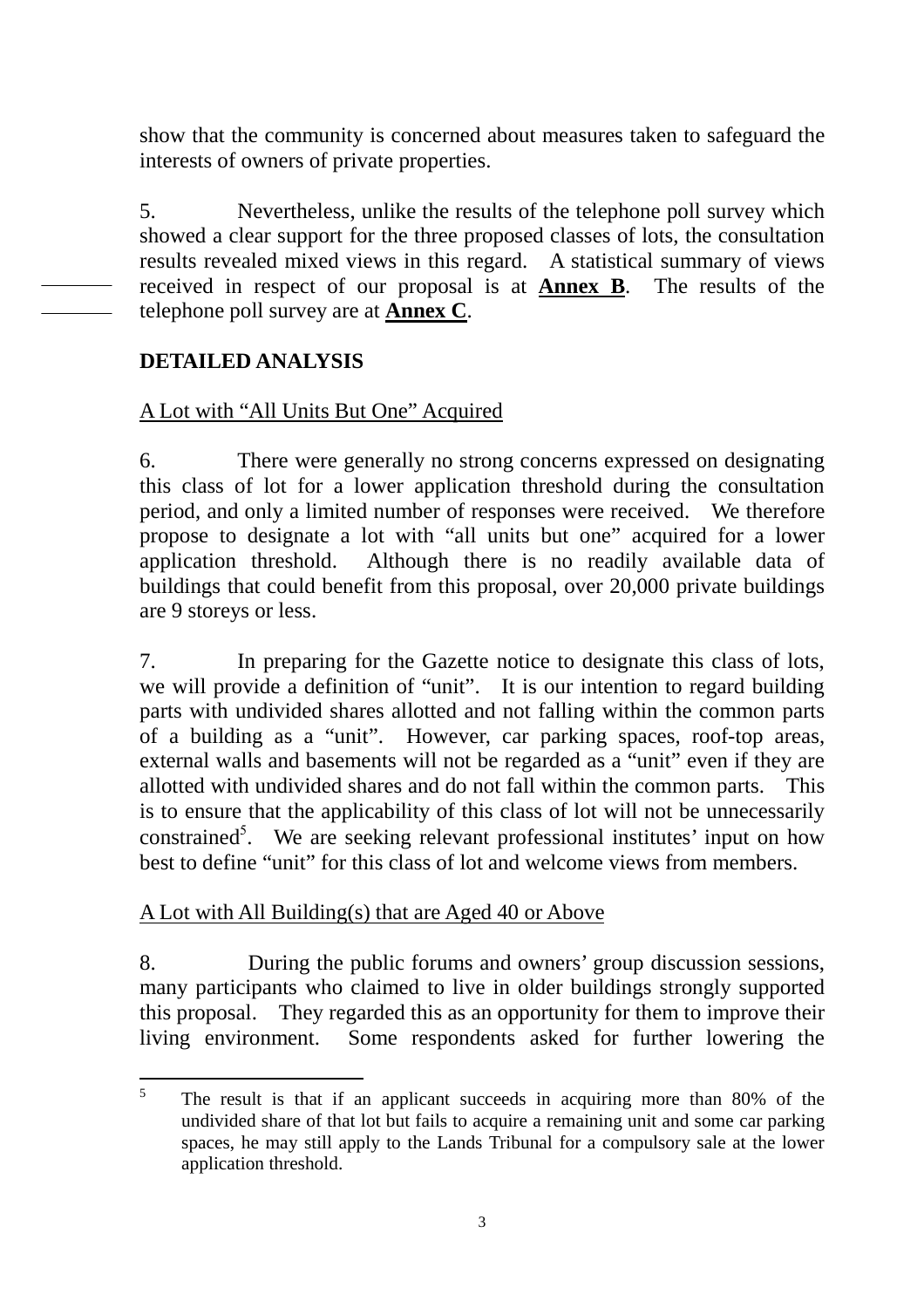show that the community is concerned about measures taken to safeguard the interests of owners of private properties.

5. Nevertheless, unlike the results of the telephone poll survey which showed a clear support for the three proposed classes of lots, the consultation results revealed mixed views in this regard. A statistical summary of views received in respect of our proposal is at **Annex B**. The results of the telephone poll survey are at **Annex C**.

**DETAILED ANALYSIS**

A Lot with "All Units But One" Acquired

6. There were generally no strong concerns expressed on designating this class of lot for a lower application threshold during the consultation period, and only a limited number of responses were received. We therefore propose to designate a lot with "all units but one" acquired for a lower application threshold. Although there is no readily available data of buildings that could benefit from this proposal, over 20,000 private buildings are 9 storeys or less.

7. In preparing for the Gazette notice to designate this class of lots, we will provide a definition of "unit". It is our intention to regard building parts with undivided shares allotted and not falling within the common parts of a building as a "unit". However, car parking spaces, roof-top areas, external walls and basements will not be regarded as a "unit" even if they are allotted with undivided shares and do not fall within the common parts. This is to ensure that the applicability of this class of lot will not be unnecessarily constrained[5]. We are seeking relevant professional institutes' input on how best to define "unit" for this class of lot and welcome views from members.

A Lot with All Building(s) that are Aged 40 or Above

8. During the public forums and owners' group discussion sessions, many participants who claimed to live in older buildings strongly supported this proposal. They regarded this as an opportunity for them to improve their living environment. Some respondents asked for further lowering the

---

[5] The result is that if an applicant succeeds in acquiring more than 80% of the undivided share of that lot but fails to acquire a remaining unit and some car parking spaces, he may still apply to the Lands Tribunal for a compulsory sale at the lower application threshold.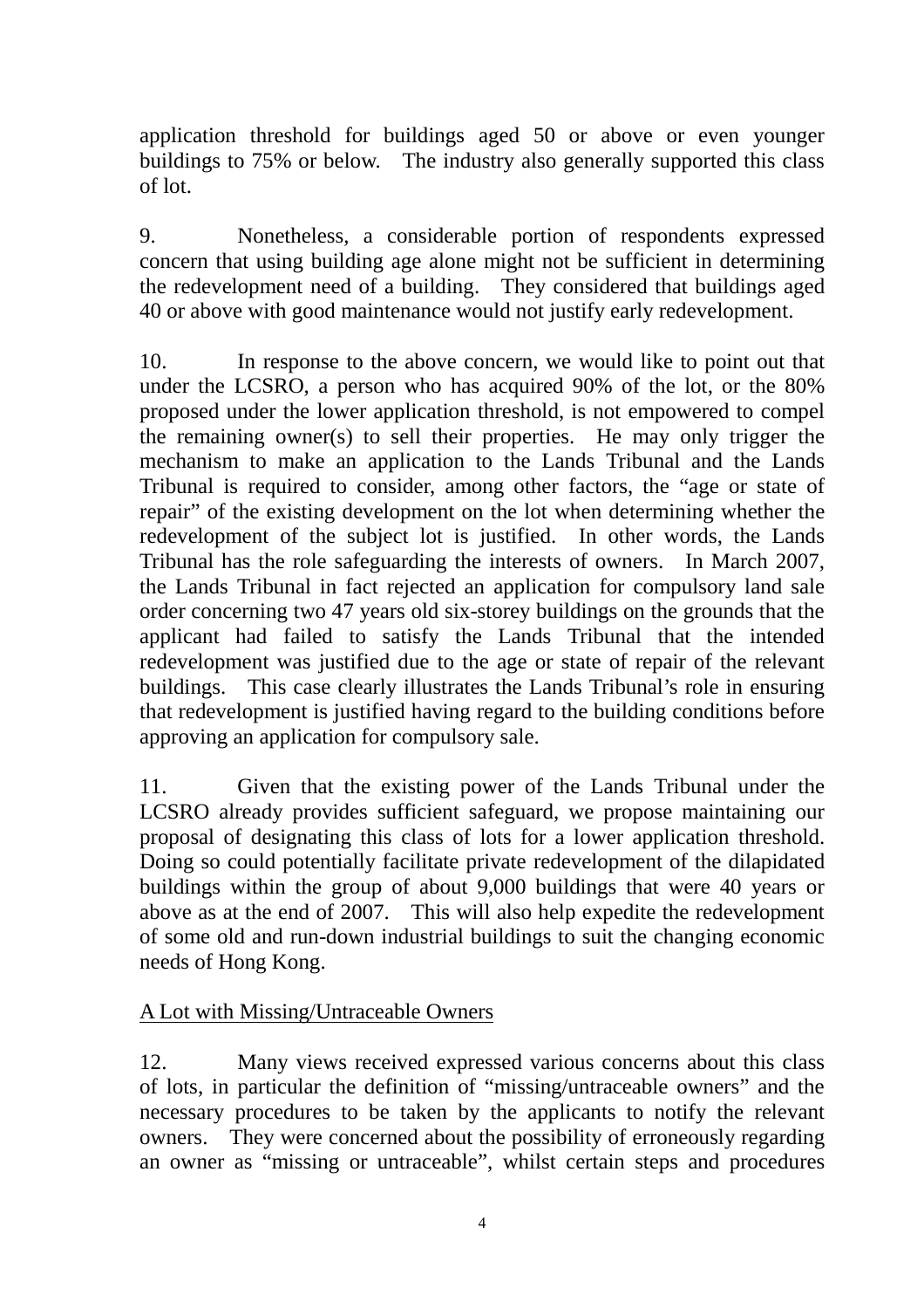application threshold for buildings aged 50 or above or even younger buildings to 75% or below. The industry also generally supported this class of lot.

9. Nonetheless, a considerable portion of respondents expressed concern that using building age alone might not be sufficient in determining the redevelopment need of a building. They considered that buildings aged 40 or above with good maintenance would not justify early redevelopment.

10. In response to the above concern, we would like to point out that under the LCSRO, a person who has acquired 90% of the lot, or the 80% proposed under the lower application threshold, is not empowered to compel the remaining owner(s) to sell their properties. He may only trigger the mechanism to make an application to the Lands Tribunal and the Lands Tribunal is required to consider, among other factors, the "age or state of repair" of the existing development on the lot when determining whether the redevelopment of the subject lot is justified. In other words, the Lands Tribunal has the role safeguarding the interests of owners. In March 2007, the Lands Tribunal in fact rejected an application for compulsory land sale order concerning two 47 years old six-storey buildings on the grounds that the applicant had failed to satisfy the Lands Tribunal that the intended redevelopment was justified due to the age or state of repair of the relevant buildings. This case clearly illustrates the Lands Tribunal's role in ensuring that redevelopment is justified having regard to the building conditions before approving an application for compulsory sale.

11. Given that the existing power of the Lands Tribunal under the LCSRO already provides sufficient safeguard, we propose maintaining our proposal of designating this class of lots for a lower application threshold. Doing so could potentially facilitate private redevelopment of the dilapidated buildings within the group of about 9,000 buildings that were 40 years or above as at the end of 2007. This will also help expedite the redevelopment of some old and run-down industrial buildings to suit the changing economic needs of Hong Kong.

<u>A Lot with Missing/Untraceable Owners</u>

12. Many views received expressed various concerns about this class of lots, in particular the definition of "missing/untraceable owners" and the necessary procedures to be taken by the applicants to notify the relevant owners. They were concerned about the possibility of erroneously regarding an owner as "missing or untraceable", whilst certain steps and procedures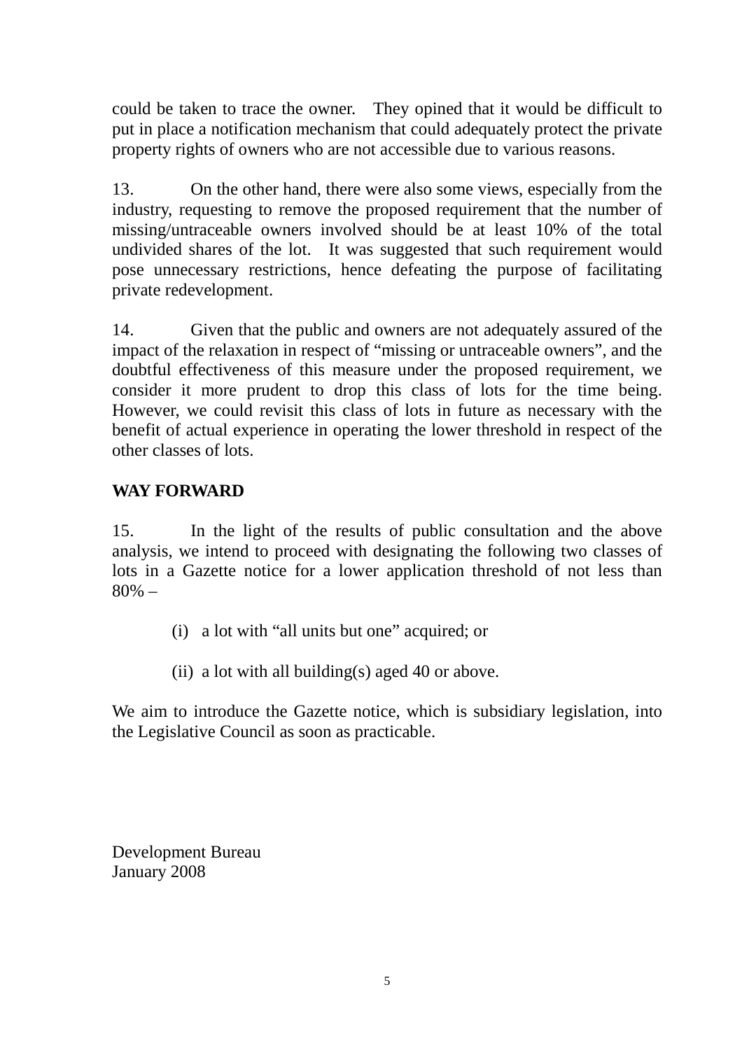could be taken to trace the owner. They opined that it would be difficult to put in place a notification mechanism that could adequately protect the private property rights of owners who are not accessible due to various reasons.

13. On the other hand, there were also some views, especially from the industry, requesting to remove the proposed requirement that the number of missing/untraceable owners involved should be at least 10% of the total undivided shares of the lot. It was suggested that such requirement would pose unnecessary restrictions, hence defeating the purpose of facilitating private redevelopment.

14. Given that the public and owners are not adequately assured of the impact of the relaxation in respect of "missing or untraceable owners", and the doubtful effectiveness of this measure under the proposed requirement, we consider it more prudent to drop this class of lots for the time being. However, we could revisit this class of lots in future as necessary with the benefit of actual experience in operating the lower threshold in respect of the other classes of lots.

**WAY FORWARD**

15. In the light of the results of public consultation and the above analysis, we intend to proceed with designating the following two classes of lots in a Gazette notice for a lower application threshold of not less than 80% –

(i) a lot with "all units but one" acquired; or

(ii) a lot with all building(s) aged 40 or above.

We aim to introduce the Gazette notice, which is subsidiary legislation, into the Legislative Council as soon as practicable.

Development Bureau
January 2008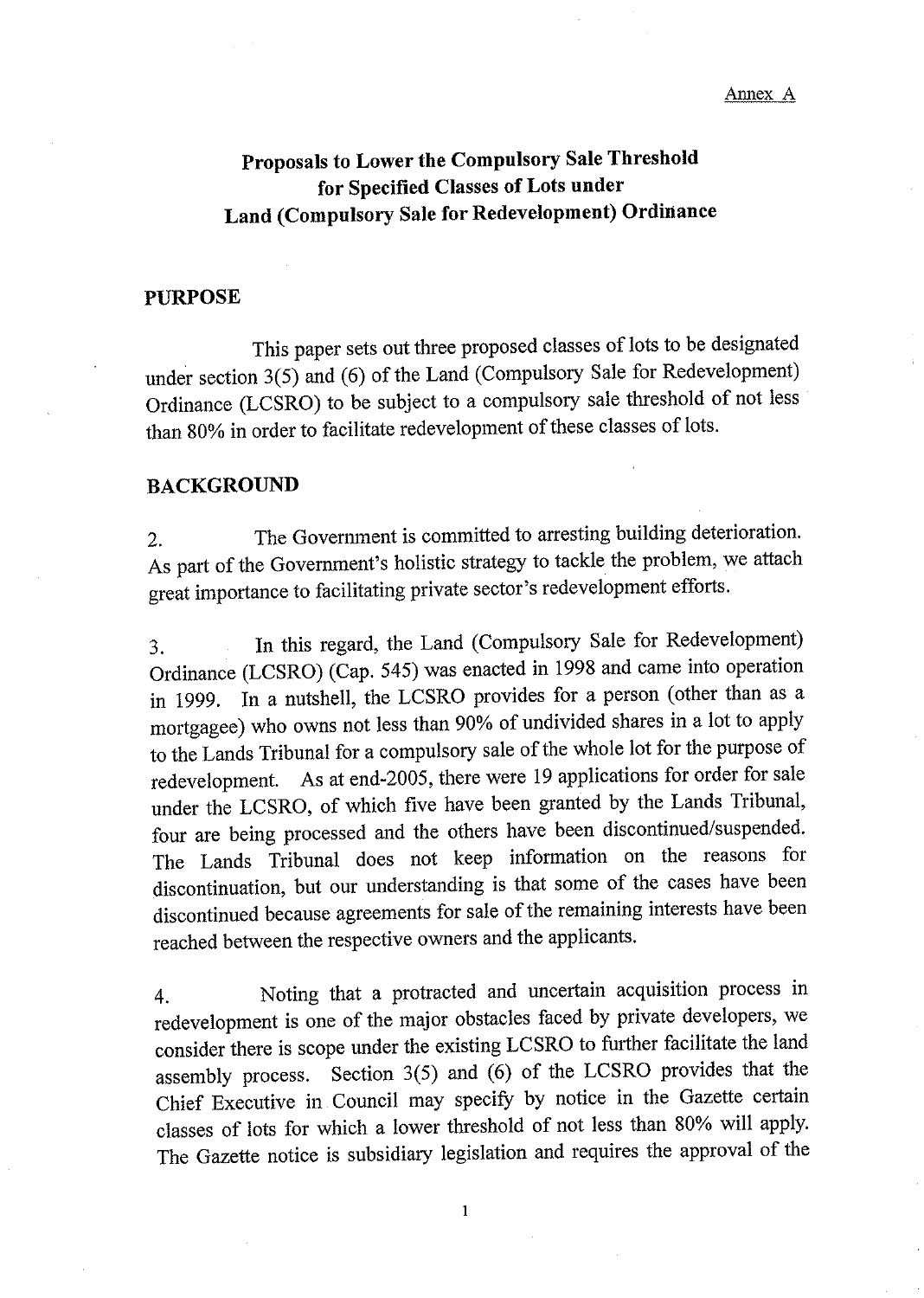Annex A

# Proposals to Lower the Compulsory Sale Threshold for Specified Classes of Lots under Land (Compulsory Sale for Redevelopment) Ordinance

## PURPOSE

This paper sets out three proposed classes of lots to be designated under section 3(5) and (6) of the Land (Compulsory Sale for Redevelopment) Ordinance (LCSRO) to be subject to a compulsory sale threshold of not less than 80% in order to facilitate redevelopment of these classes of lots.

## BACKGROUND

2. The Government is committed to arresting building deterioration. As part of the Government's holistic strategy to tackle the problem, we attach great importance to facilitating private sector's redevelopment efforts.

3. In this regard, the Land (Compulsory Sale for Redevelopment) Ordinance (LCSRO) (Cap. 545) was enacted in 1998 and came into operation in 1999. In a nutshell, the LCSRO provides for a person (other than as a mortgagee) who owns not less than 90% of undivided shares in a lot to apply to the Lands Tribunal for a compulsory sale of the whole lot for the purpose of redevelopment. As at end-2005, there were 19 applications for order for sale under the LCSRO, of which five have been granted by the Lands Tribunal, four are being processed and the others have been discontinued/suspended. The Lands Tribunal does not keep information on the reasons for discontinuation, but our understanding is that some of the cases have been discontinued because agreements for sale of the remaining interests have been reached between the respective owners and the applicants.

4. Noting that a protracted and uncertain acquisition process in redevelopment is one of the major obstacles faced by private developers, we consider there is scope under the existing LCSRO to further facilitate the land assembly process. Section 3(5) and (6) of the LCSRO provides that the Chief Executive in Council may specify by notice in the Gazette certain classes of lots for which a lower threshold of not less than 80% will apply. The Gazette notice is subsidiary legislation and requires the approval of the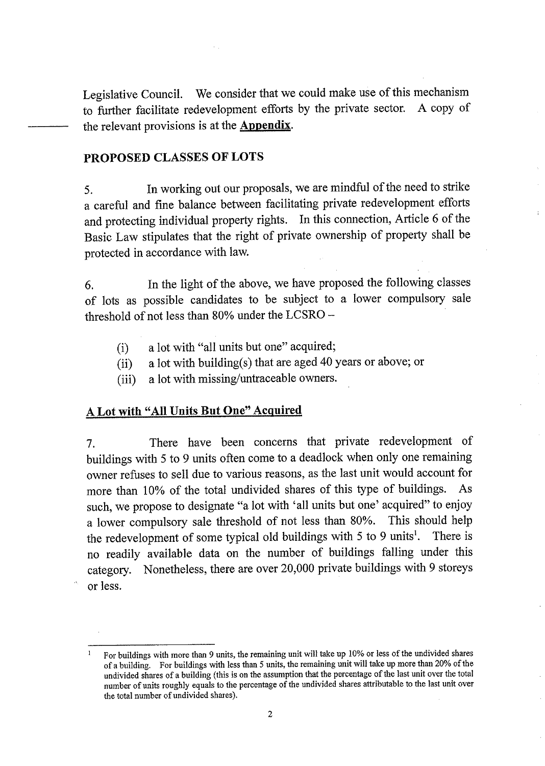Legislative Council. We consider that we could make use of this mechanism to further facilitate redevelopment efforts by the private sector. A copy of the relevant provisions is at the **Appendix**.

## PROPOSED CLASSES OF LOTS

5. In working out our proposals, we are mindful of the need to strike a careful and fine balance between facilitating private redevelopment efforts and protecting individual property rights. In this connection, Article 6 of the Basic Law stipulates that the right of private ownership of property shall be protected in accordance with law.

6. In the light of the above, we have proposed the following classes of lots as possible candidates to be subject to a lower compulsory sale threshold of not less than 80% under the LCSRO –

(i) a lot with "all units but one" acquired;
(ii) a lot with building(s) that are aged 40 years or above; or
(iii) a lot with missing/untraceable owners.

### A Lot with "All Units But One" Acquired

7. There have been concerns that private redevelopment of buildings with 5 to 9 units often come to a deadlock when only one remaining owner refuses to sell due to various reasons, as the last unit would account for more than 10% of the total undivided shares of this type of buildings. As such, we propose to designate "a lot with 'all units but one' acquired" to enjoy a lower compulsory sale threshold of not less than 80%. This should help the redevelopment of some typical old buildings with 5 to 9 units[1]. There is no readily available data on the number of buildings falling under this category. Nonetheless, there are over 20,000 private buildings with 9 storeys or less.

---

[1] For buildings with more than 9 units, the remaining unit will take up 10% or less of the undivided shares of a building. For buildings with less than 5 units, the remaining unit will take up more than 20% of the undivided shares of a building (this is on the assumption that the percentage of the last unit over the total number of units roughly equals to the percentage of the undivided shares attributable to the last unit over the total number of undivided shares).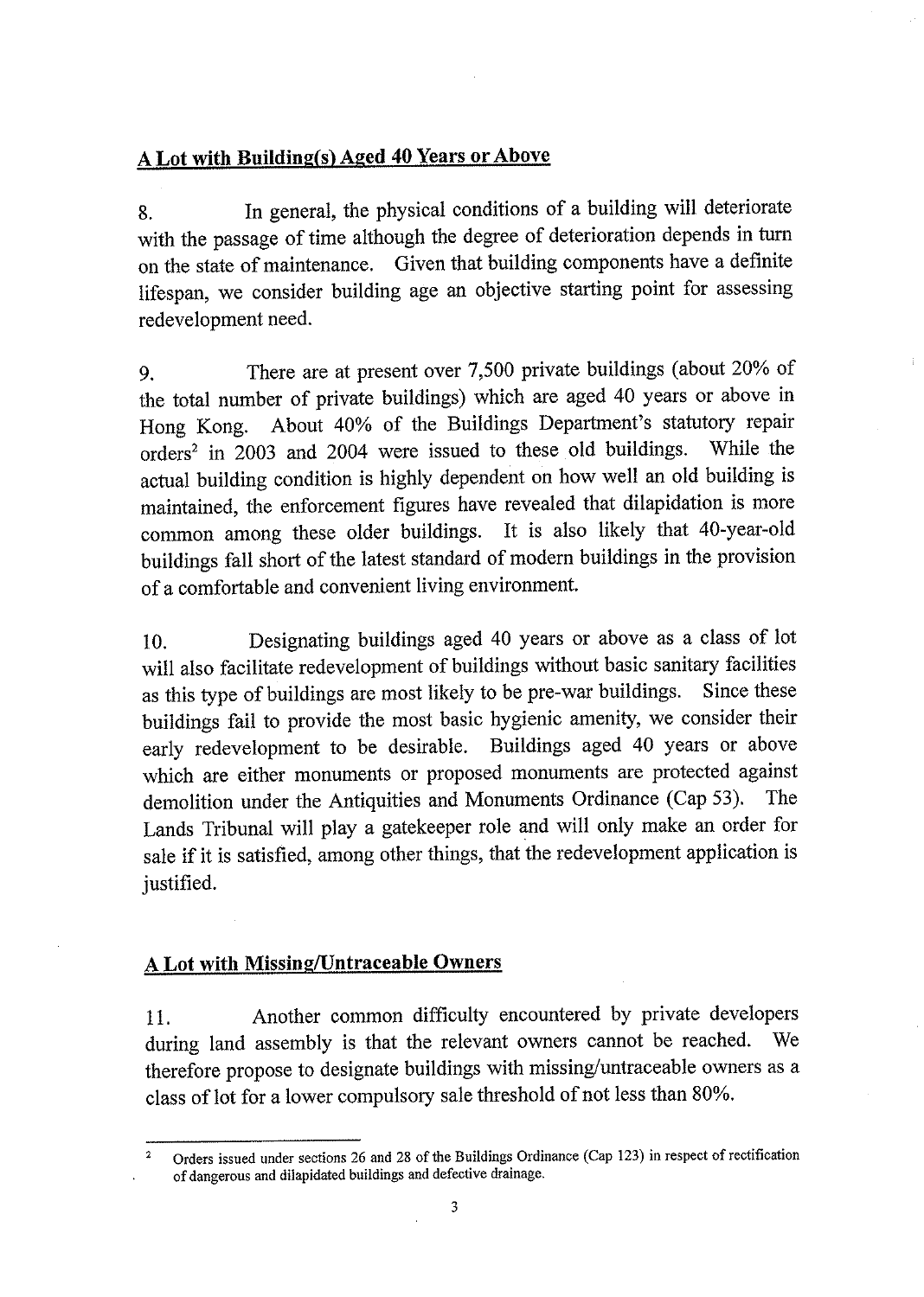## A Lot with Building(s) Aged 40 Years or Above

8. In general, the physical conditions of a building will deteriorate with the passage of time although the degree of deterioration depends in turn on the state of maintenance. Given that building components have a definite lifespan, we consider building age an objective starting point for assessing redevelopment need.

9. There are at present over 7,500 private buildings (about 20% of the total number of private buildings) which are aged 40 years or above in Hong Kong. About 40% of the Buildings Department's statutory repair orders[2] in 2003 and 2004 were issued to these old buildings. While the actual building condition is highly dependent on how well an old building is maintained, the enforcement figures have revealed that dilapidation is more common among these older buildings. It is also likely that 40-year-old buildings fall short of the latest standard of modern buildings in the provision of a comfortable and convenient living environment.

10. Designating buildings aged 40 years or above as a class of lot will also facilitate redevelopment of buildings without basic sanitary facilities as this type of buildings are most likely to be pre-war buildings. Since these buildings fail to provide the most basic hygienic amenity, we consider their early redevelopment to be desirable. Buildings aged 40 years or above which are either monuments or proposed monuments are protected against demolition under the Antiquities and Monuments Ordinance (Cap 53). The Lands Tribunal will play a gatekeeper role and will only make an order for sale if it is satisfied, among other things, that the redevelopment application is justified.

## A Lot with Missing/Untraceable Owners

11. Another common difficulty encountered by private developers during land assembly is that the relevant owners cannot be reached. We therefore propose to designate buildings with missing/untraceable owners as a class of lot for a lower compulsory sale threshold of not less than 80%.

---

[2] Orders issued under sections 26 and 28 of the Buildings Ordinance (Cap 123) in respect of rectification of dangerous and dilapidated buildings and defective drainage.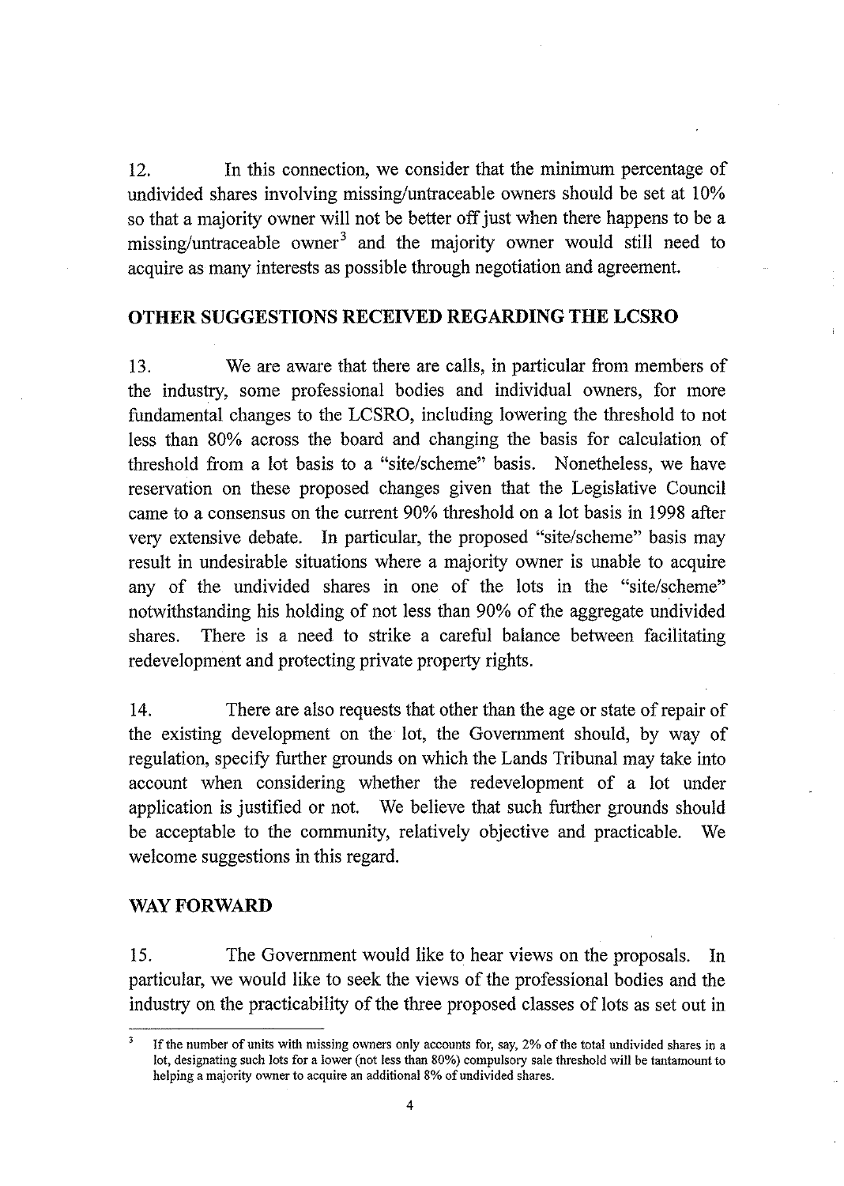12. In this connection, we consider that the minimum percentage of undivided shares involving missing/untraceable owners should be set at 10% so that a majority owner will not be better off just when there happens to be a missing/untraceable owner[3] and the majority owner would still need to acquire as many interests as possible through negotiation and agreement.

## OTHER SUGGESTIONS RECEIVED REGARDING THE LCSRO

13. We are aware that there are calls, in particular from members of the industry, some professional bodies and individual owners, for more fundamental changes to the LCSRO, including lowering the threshold to not less than 80% across the board and changing the basis for calculation of threshold from a lot basis to a "site/scheme" basis. Nonetheless, we have reservation on these proposed changes given that the Legislative Council came to a consensus on the current 90% threshold on a lot basis in 1998 after very extensive debate. In particular, the proposed "site/scheme" basis may result in undesirable situations where a majority owner is unable to acquire any of the undivided shares in one of the lots in the "site/scheme" notwithstanding his holding of not less than 90% of the aggregate undivided shares. There is a need to strike a careful balance between facilitating redevelopment and protecting private property rights.

14. There are also requests that other than the age or state of repair of the existing development on the lot, the Government should, by way of regulation, specify further grounds on which the Lands Tribunal may take into account when considering whether the redevelopment of a lot under application is justified or not. We believe that such further grounds should be acceptable to the community, relatively objective and practicable. We welcome suggestions in this regard.

## WAY FORWARD

15. The Government would like to hear views on the proposals. In particular, we would like to seek the views of the professional bodies and the industry on the practicability of the three proposed classes of lots as set out in

---

[3] If the number of units with missing owners only accounts for, say, 2% of the total undivided shares in a lot, designating such lots for a lower (not less than 80%) compulsory sale threshold will be tantamount to helping a majority owner to acquire an additional 8% of undivided shares.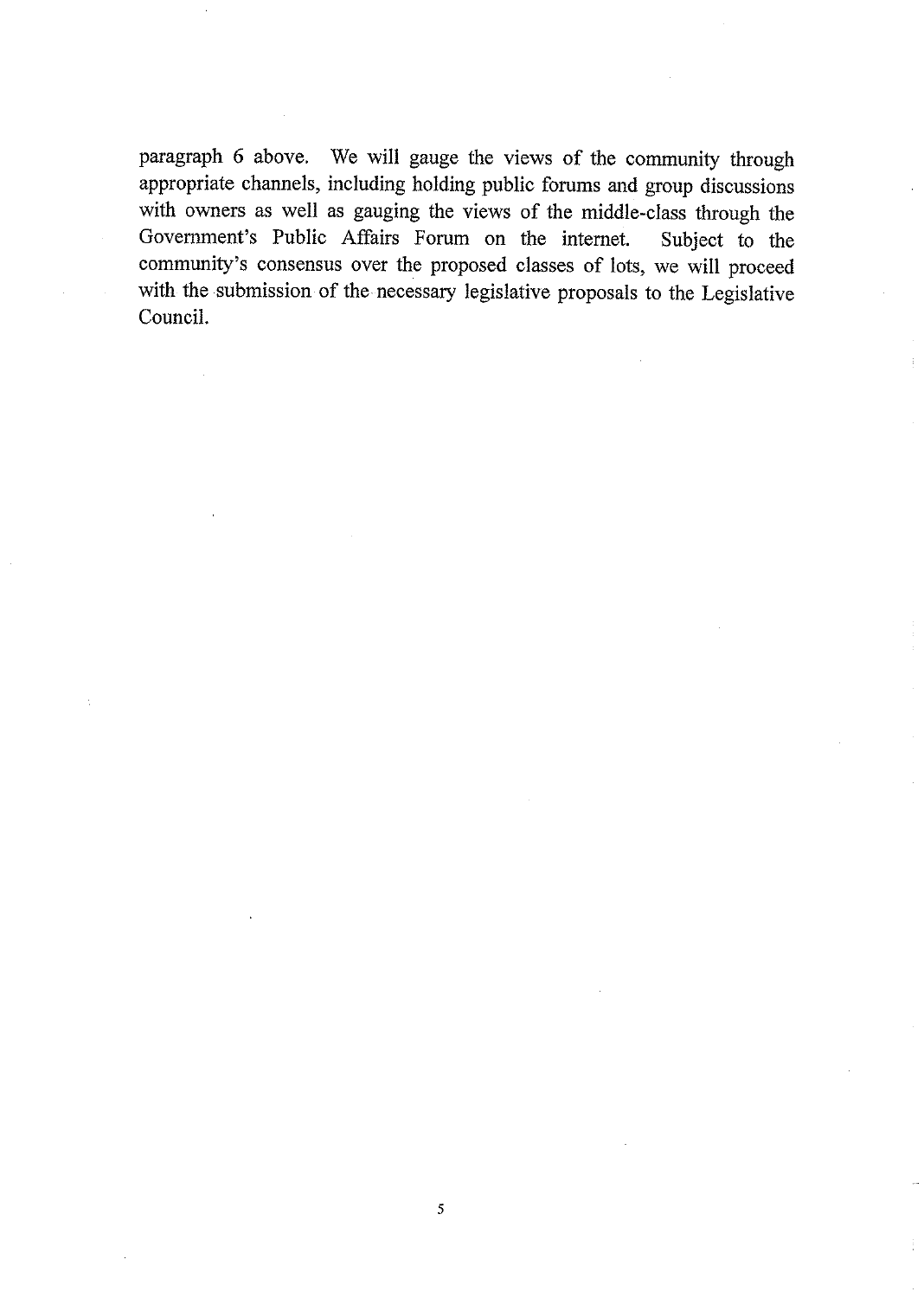paragraph 6 above. We will gauge the views of the community through appropriate channels, including holding public forums and group discussions with owners as well as gauging the views of the middle-class through the Government's Public Affairs Forum on the internet. Subject to the community's consensus over the proposed classes of lots, we will proceed with the submission of the necessary legislative proposals to the Legislative Council.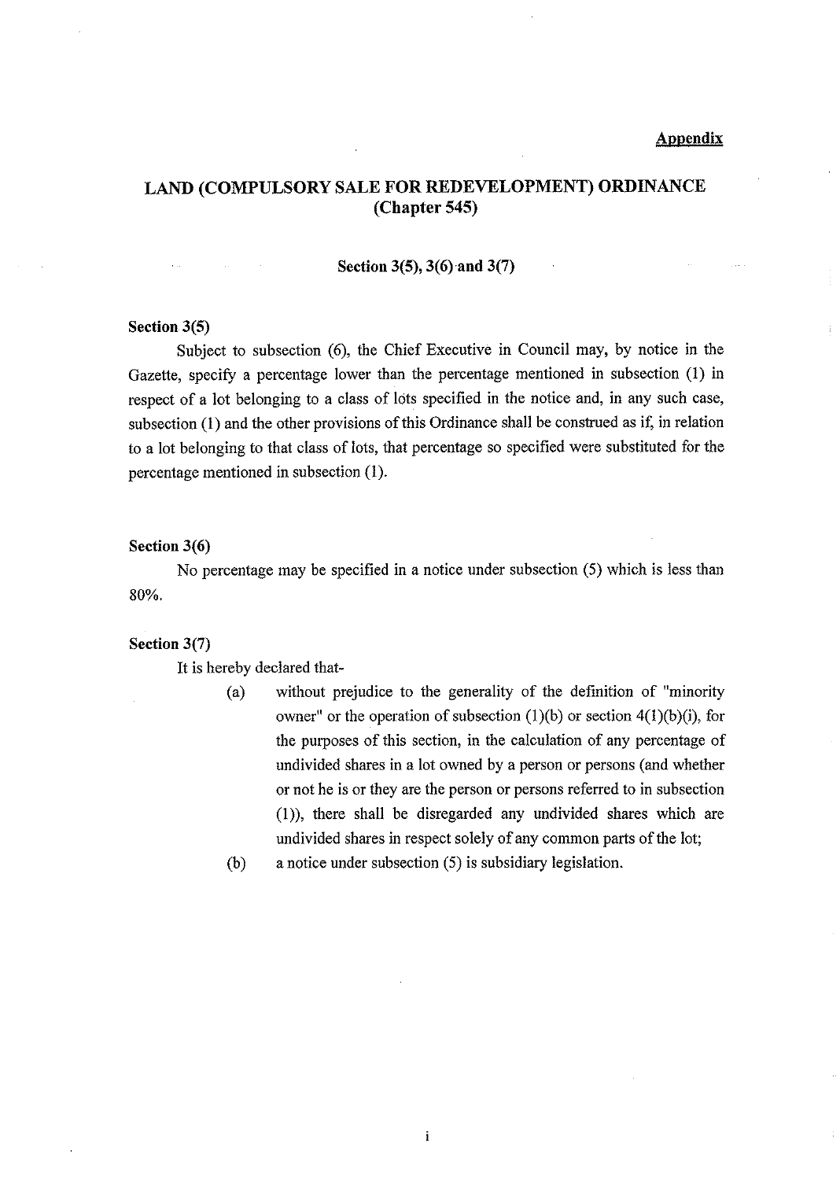**Appendix**

# LAND (COMPULSORY SALE FOR REDEVELOPMENT) ORDINANCE (Chapter 545)

## Section 3(5), 3(6) and 3(7)

**Section 3(5)**

Subject to subsection (6), the Chief Executive in Council may, by notice in the Gazette, specify a percentage lower than the percentage mentioned in subsection (1) in respect of a lot belonging to a class of lots specified in the notice and, in any such case, subsection (1) and the other provisions of this Ordinance shall be construed as if, in relation to a lot belonging to that class of lots, that percentage so specified were substituted for the percentage mentioned in subsection (1).

**Section 3(6)**

No percentage may be specified in a notice under subsection (5) which is less than 80%.

**Section 3(7)**

It is hereby declared that-

(a) without prejudice to the generality of the definition of "minority owner" or the operation of subsection (1)(b) or section 4(1)(b)(i), for the purposes of this section, in the calculation of any percentage of undivided shares in a lot owned by a person or persons (and whether or not he is or they are the person or persons referred to in subsection (1)), there shall be disregarded any undivided shares which are undivided shares in respect solely of any common parts of the lot;

(b) a notice under subsection (5) is subsidiary legislation.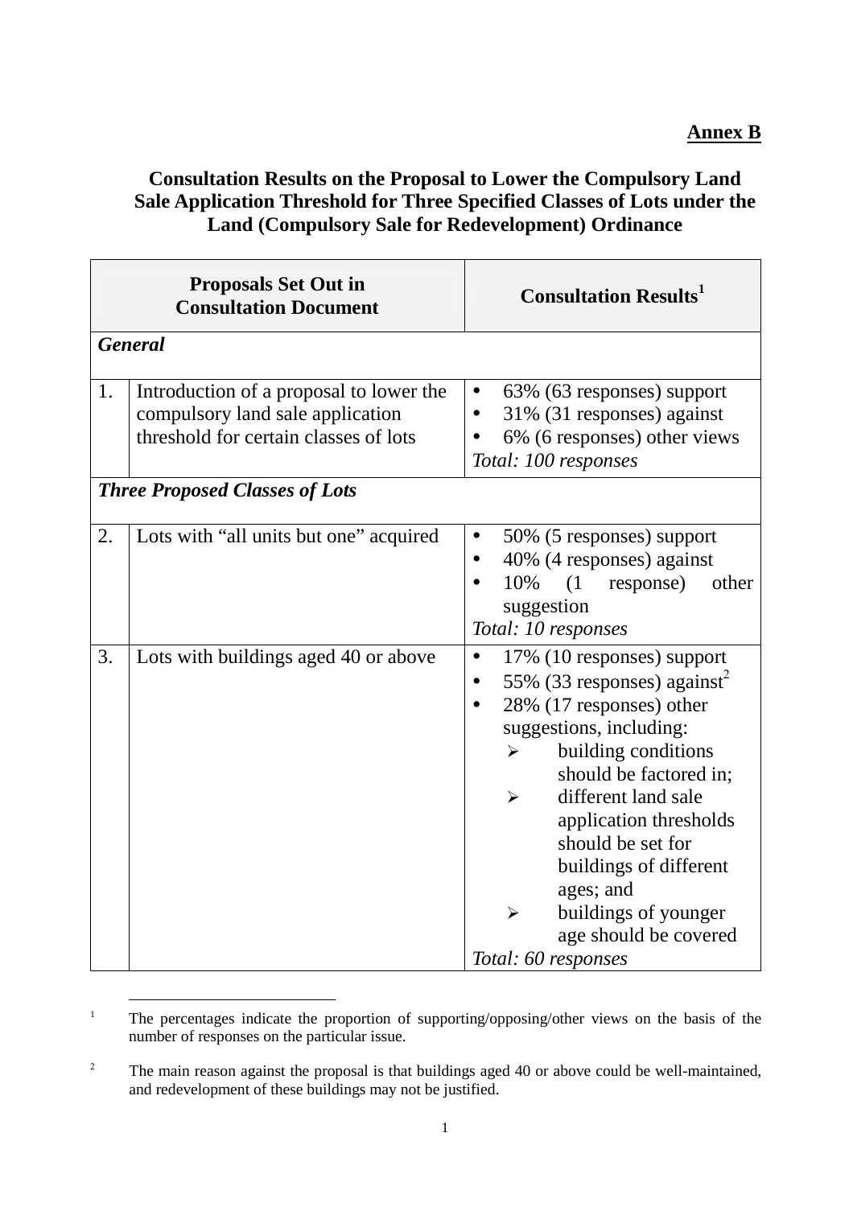**Annex B**

## Consultation Results on the Proposal to Lower the Compulsory Land Sale Application Threshold for Three Specified Classes of Lots under the Land (Compulsory Sale for Redevelopment) Ordinance

| | Proposals Set Out in Consultation Document | Consultation Results[1] |
|---|---|---|
| ***General*** | | |
| 1. | Introduction of a proposal to lower the compulsory land sale application threshold for certain classes of lots | • 63% (63 responses) support<br>• 31% (31 responses) against<br>• 6% (6 responses) other views<br>*Total: 100 responses* |
| ***Three Proposed Classes of Lots*** | | |
| 2. | Lots with "all units but one" acquired | • 50% (5 responses) support<br>• 40% (4 responses) against<br>• 10% (1 response) other suggestion<br>*Total: 10 responses* |
| 3. | Lots with buildings aged 40 or above | • 17% (10 responses) support<br>• 55% (33 responses) against[2]<br>• 28% (17 responses) other suggestions, including:<br>➢ building conditions should be factored in;<br>➢ different land sale application thresholds should be set for buildings of different ages; and<br>➢ buildings of younger age should be covered<br>*Total: 60 responses* |

[1] The percentages indicate the proportion of supporting/opposing/other views on the basis of the number of responses on the particular issue.

[2] The main reason against the proposal is that buildings aged 40 or above could be well-maintained, and redevelopment of these buildings may not be justified.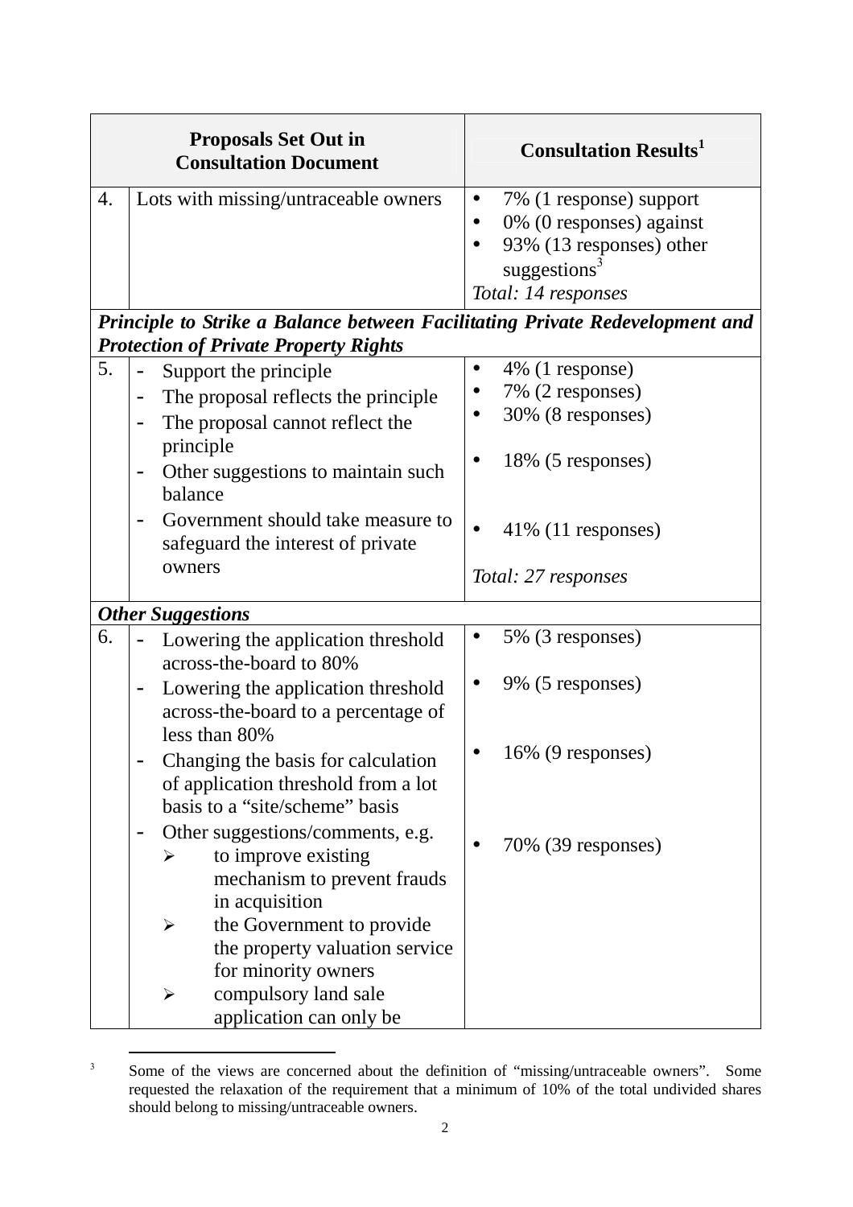| | Proposals Set Out in Consultation Document | Consultation Results[1] |
|---|---|---|
| 4. | Lots with missing/untraceable owners | • 7% (1 response) support<br>• 0% (0 responses) against<br>• 93% (13 responses) other suggestions[3]<br>*Total: 14 responses* |
| ***Principle to Strike a Balance between Facilitating Private Redevelopment and Protection of Private Property Rights*** | | |
| 5. | - Support the principle<br>- The proposal reflects the principle<br>- The proposal cannot reflect the principle<br>- Other suggestions to maintain such balance<br>- Government should take measure to safeguard the interest of private owners | • 4% (1 response)<br>• 7% (2 responses)<br>• 30% (8 responses)<br>• 18% (5 responses)<br>• 41% (11 responses)<br>*Total: 27 responses* |
| ***Other Suggestions*** | | |
| 6. | - Lowering the application threshold across-the-board to 80%<br>- Lowering the application threshold across-the-board to a percentage of less than 80%<br>- Changing the basis for calculation of application threshold from a lot basis to a "site/scheme" basis<br>- Other suggestions/comments, e.g.<br>➢ to improve existing mechanism to prevent frauds in acquisition<br>➢ the Government to provide the property valuation service for minority owners<br>➢ compulsory land sale application can only be | • 5% (3 responses)<br>• 9% (5 responses)<br>• 16% (9 responses)<br>• 70% (39 responses) |

[3] Some of the views are concerned about the definition of "missing/untraceable owners". Some requested the relaxation of the requirement that a minimum of 10% of the total undivided shares should belong to missing/untraceable owners.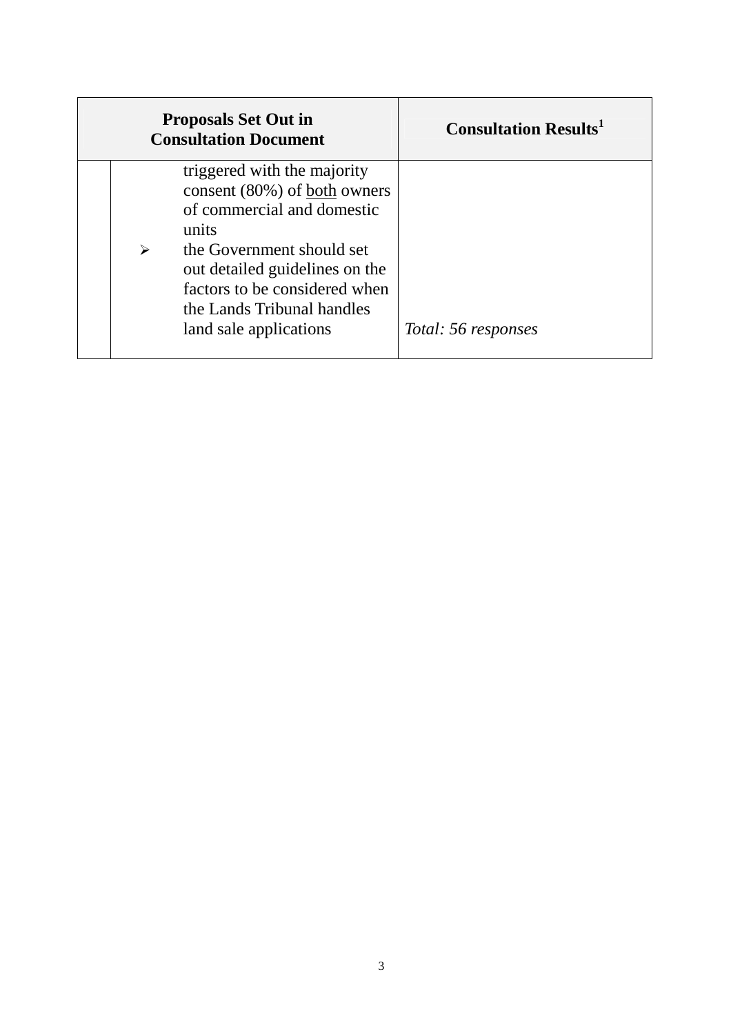| | Proposals Set Out in Consultation Document | Consultation Results[1] |
|---|---|---|
| | triggered with the majority consent (80%) of <u>both</u> owners of commercial and domestic units<br>➢ the Government should set out detailed guidelines on the factors to be considered when the Lands Tribunal handles land sale applications | *Total: 56 responses* |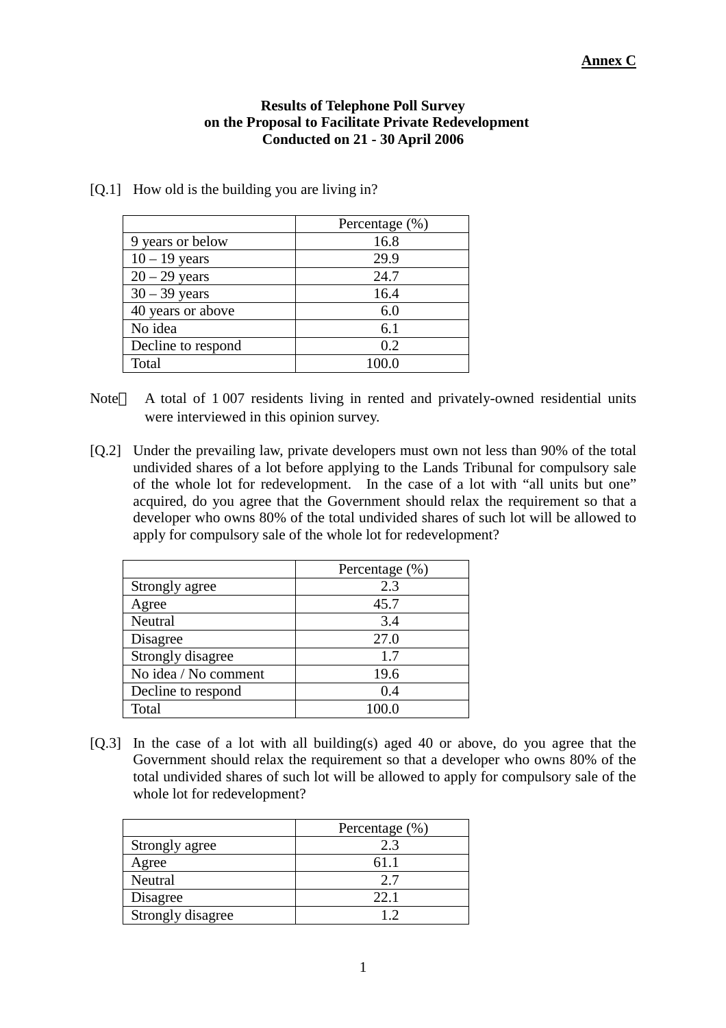**Annex C**

**Results of Telephone Poll Survey**
**on the Proposal to Facilitate Private Redevelopment**
**Conducted on 21 - 30 April 2006**

[Q.1] How old is the building you are living in?

| | Percentage (%) |
|---|---|
| 9 years or below | 16.8 |
| 10 – 19 years | 29.9 |
| 20 – 29 years | 24.7 |
| 30 – 39 years | 16.4 |
| 40 years or above | 6.0 |
| No idea | 6.1 |
| Decline to respond | 0.2 |
| Total | 100.0 |

Note： A total of 1 007 residents living in rented and privately-owned residential units were interviewed in this opinion survey.

[Q.2] Under the prevailing law, private developers must own not less than 90% of the total undivided shares of a lot before applying to the Lands Tribunal for compulsory sale of the whole lot for redevelopment. In the case of a lot with "all units but one" acquired, do you agree that the Government should relax the requirement so that a developer who owns 80% of the total undivided shares of such lot will be allowed to apply for compulsory sale of the whole lot for redevelopment?

| | Percentage (%) |
|---|---|
| Strongly agree | 2.3 |
| Agree | 45.7 |
| Neutral | 3.4 |
| Disagree | 27.0 |
| Strongly disagree | 1.7 |
| No idea / No comment | 19.6 |
| Decline to respond | 0.4 |
| Total | 100.0 |

[Q.3] In the case of a lot with all building(s) aged 40 or above, do you agree that the Government should relax the requirement so that a developer who owns 80% of the total undivided shares of such lot will be allowed to apply for compulsory sale of the whole lot for redevelopment?

| | Percentage (%) |
|---|---|
| Strongly agree | 2.3 |
| Agree | 61.1 |
| Neutral | 2.7 |
| Disagree | 22.1 |
| Strongly disagree | 1.2 |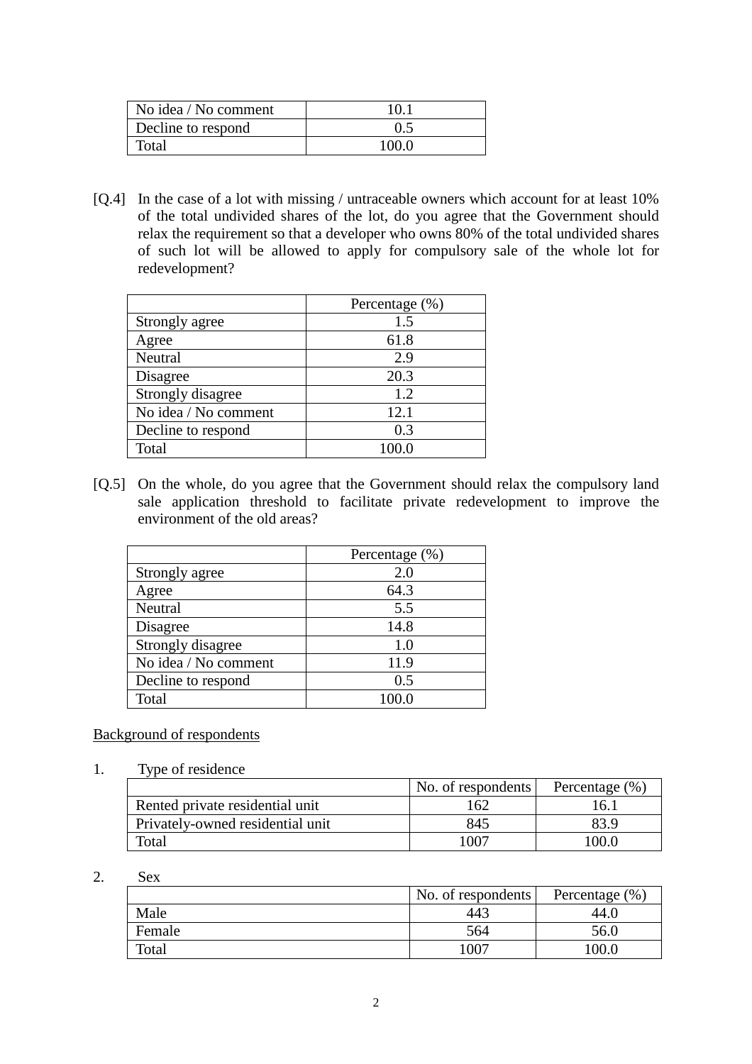| | |
|---|---|
| No idea / No comment | 10.1 |
| Decline to respond | 0.5 |
| Total | 100.0 |

[Q.4] In the case of a lot with missing / untraceable owners which account for at least 10% of the total undivided shares of the lot, do you agree that the Government should relax the requirement so that a developer who owns 80% of the total undivided shares of such lot will be allowed to apply for compulsory sale of the whole lot for redevelopment?

| | Percentage (%) |
|---|---|
| Strongly agree | 1.5 |
| Agree | 61.8 |
| Neutral | 2.9 |
| Disagree | 20.3 |
| Strongly disagree | 1.2 |
| No idea / No comment | 12.1 |
| Decline to respond | 0.3 |
| Total | 100.0 |

[Q.5] On the whole, do you agree that the Government should relax the compulsory land sale application threshold to facilitate private redevelopment to improve the environment of the old areas?

| | Percentage (%) |
|---|---|
| Strongly agree | 2.0 |
| Agree | 64.3 |
| Neutral | 5.5 |
| Disagree | 14.8 |
| Strongly disagree | 1.0 |
| No idea / No comment | 11.9 |
| Decline to respond | 0.5 |
| Total | 100.0 |

<u>Background of respondents</u>

1. Type of residence

| | No. of respondents | Percentage (%) |
|---|---|---|
| Rented private residential unit | 162 | 16.1 |
| Privately-owned residential unit | 845 | 83.9 |
| Total | 1007 | 100.0 |

2. Sex

| | No. of respondents | Percentage (%) |
|---|---|---|
| Male | 443 | 44.0 |
| Female | 564 | 56.0 |
| Total | 1007 | 100.0 |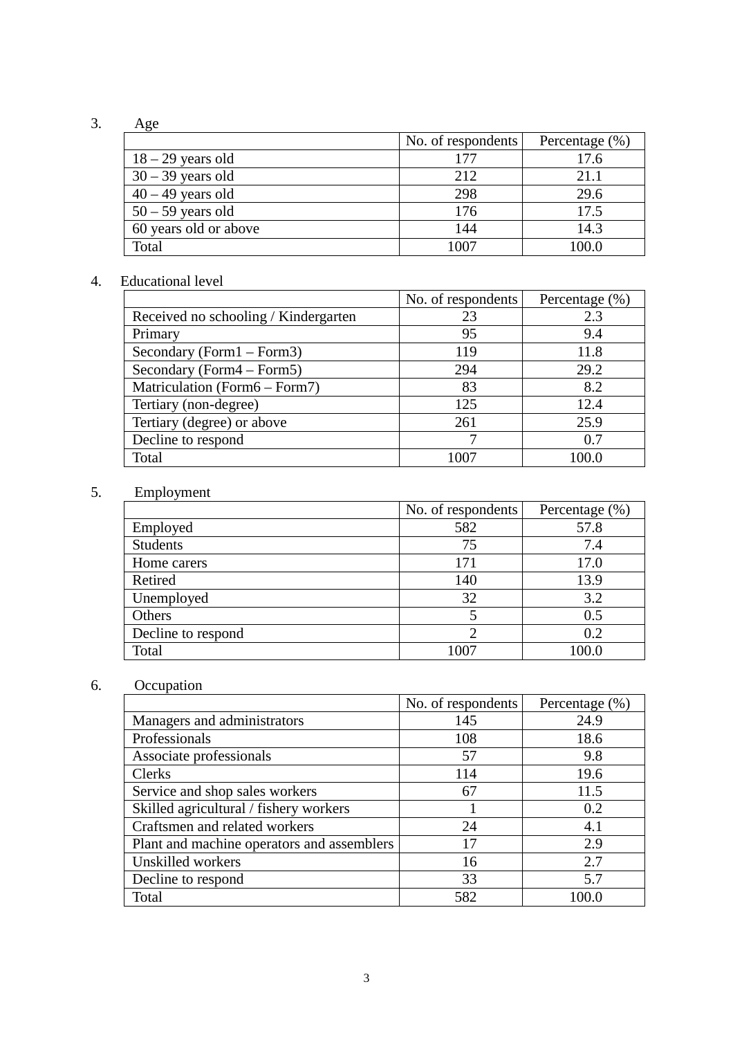3. Age

| | No. of respondents | Percentage (%) |
|---|---|---|
| 18 – 29 years old | 177 | 17.6 |
| 30 – 39 years old | 212 | 21.1 |
| 40 – 49 years old | 298 | 29.6 |
| 50 – 59 years old | 176 | 17.5 |
| 60 years old or above | 144 | 14.3 |
| Total | 1007 | 100.0 |

4. Educational level

| | No. of respondents | Percentage (%) |
|---|---|---|
| Received no schooling / Kindergarten | 23 | 2.3 |
| Primary | 95 | 9.4 |
| Secondary (Form1 – Form3) | 119 | 11.8 |
| Secondary (Form4 – Form5) | 294 | 29.2 |
| Matriculation (Form6 – Form7) | 83 | 8.2 |
| Tertiary (non-degree) | 125 | 12.4 |
| Tertiary (degree) or above | 261 | 25.9 |
| Decline to respond | 7 | 0.7 |
| Total | 1007 | 100.0 |

5. Employment

| | No. of respondents | Percentage (%) |
|---|---|---|
| Employed | 582 | 57.8 |
| Students | 75 | 7.4 |
| Home carers | 171 | 17.0 |
| Retired | 140 | 13.9 |
| Unemployed | 32 | 3.2 |
| Others | 5 | 0.5 |
| Decline to respond | 2 | 0.2 |
| Total | 1007 | 100.0 |

6. Occupation

| | No. of respondents | Percentage (%) |
|---|---|---|
| Managers and administrators | 145 | 24.9 |
| Professionals | 108 | 18.6 |
| Associate professionals | 57 | 9.8 |
| Clerks | 114 | 19.6 |
| Service and shop sales workers | 67 | 11.5 |
| Skilled agricultural / fishery workers | 1 | 0.2 |
| Craftsmen and related workers | 24 | 4.1 |
| Plant and machine operators and assemblers | 17 | 2.9 |
| Unskilled workers | 16 | 2.7 |
| Decline to respond | 33 | 5.7 |
| Total | 582 | 100.0 |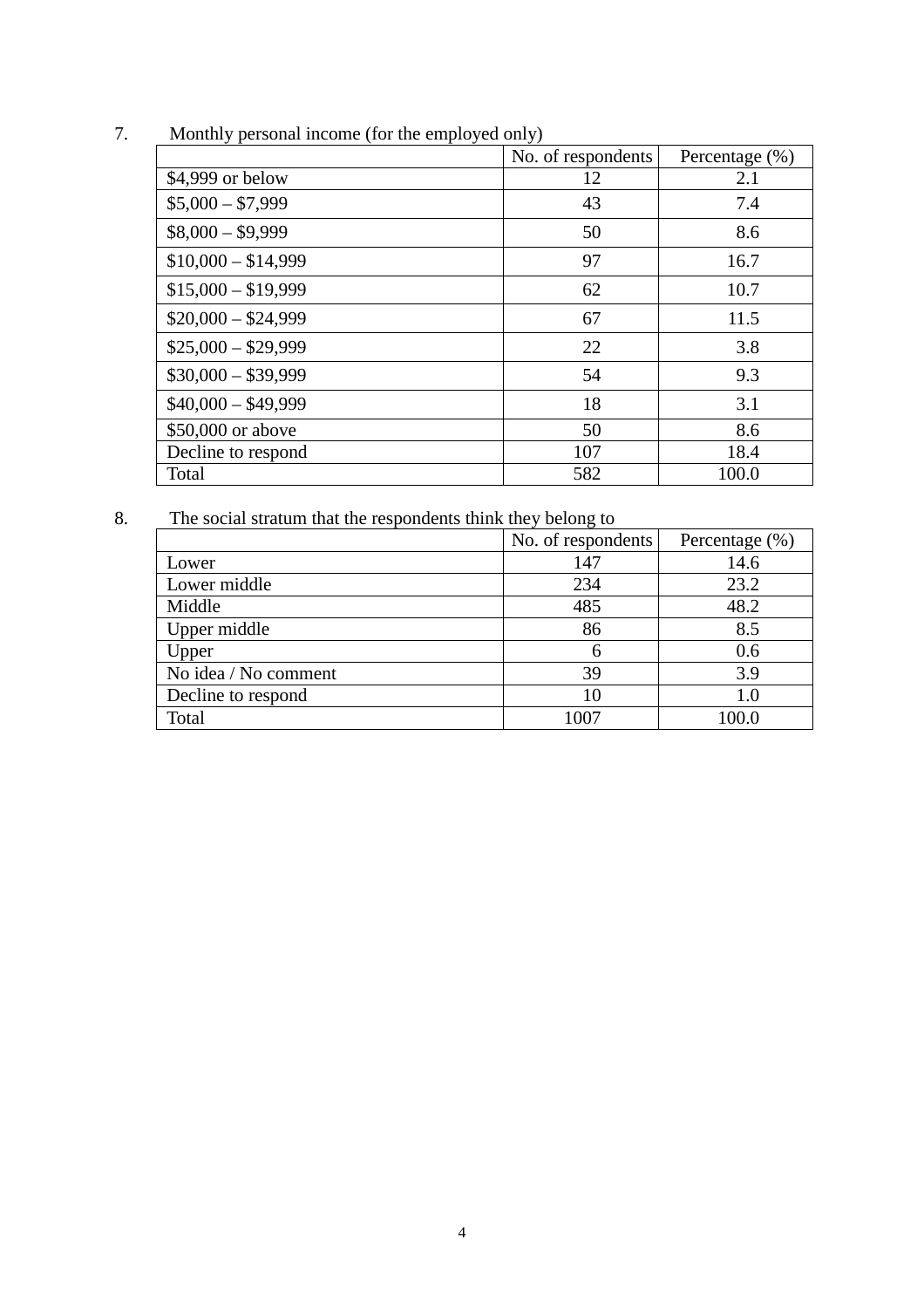7. Monthly personal income (for the employed only)

| | No. of respondents | Percentage (%) |
|---|---|---|
| $4,999 or below | 12 | 2.1 |
| $5,000 – $7,999 | 43 | 7.4 |
| $8,000 – $9,999 | 50 | 8.6 |
| $10,000 – $14,999 | 97 | 16.7 |
| $15,000 – $19,999 | 62 | 10.7 |
| $20,000 – $24,999 | 67 | 11.5 |
| $25,000 – $29,999 | 22 | 3.8 |
| $30,000 – $39,999 | 54 | 9.3 |
| $40,000 – $49,999 | 18 | 3.1 |
| $50,000 or above | 50 | 8.6 |
| Decline to respond | 107 | 18.4 |
| Total | 582 | 100.0 |

8. The social stratum that the respondents think they belong to

| | No. of respondents | Percentage (%) |
|---|---|---|
| Lower | 147 | 14.6 |
| Lower middle | 234 | 23.2 |
| Middle | 485 | 48.2 |
| Upper middle | 86 | 8.5 |
| Upper | 6 | 0.6 |
| No idea / No comment | 39 | 3.9 |
| Decline to respond | 10 | 1.0 |
| Total | 1007 | 100.0 |